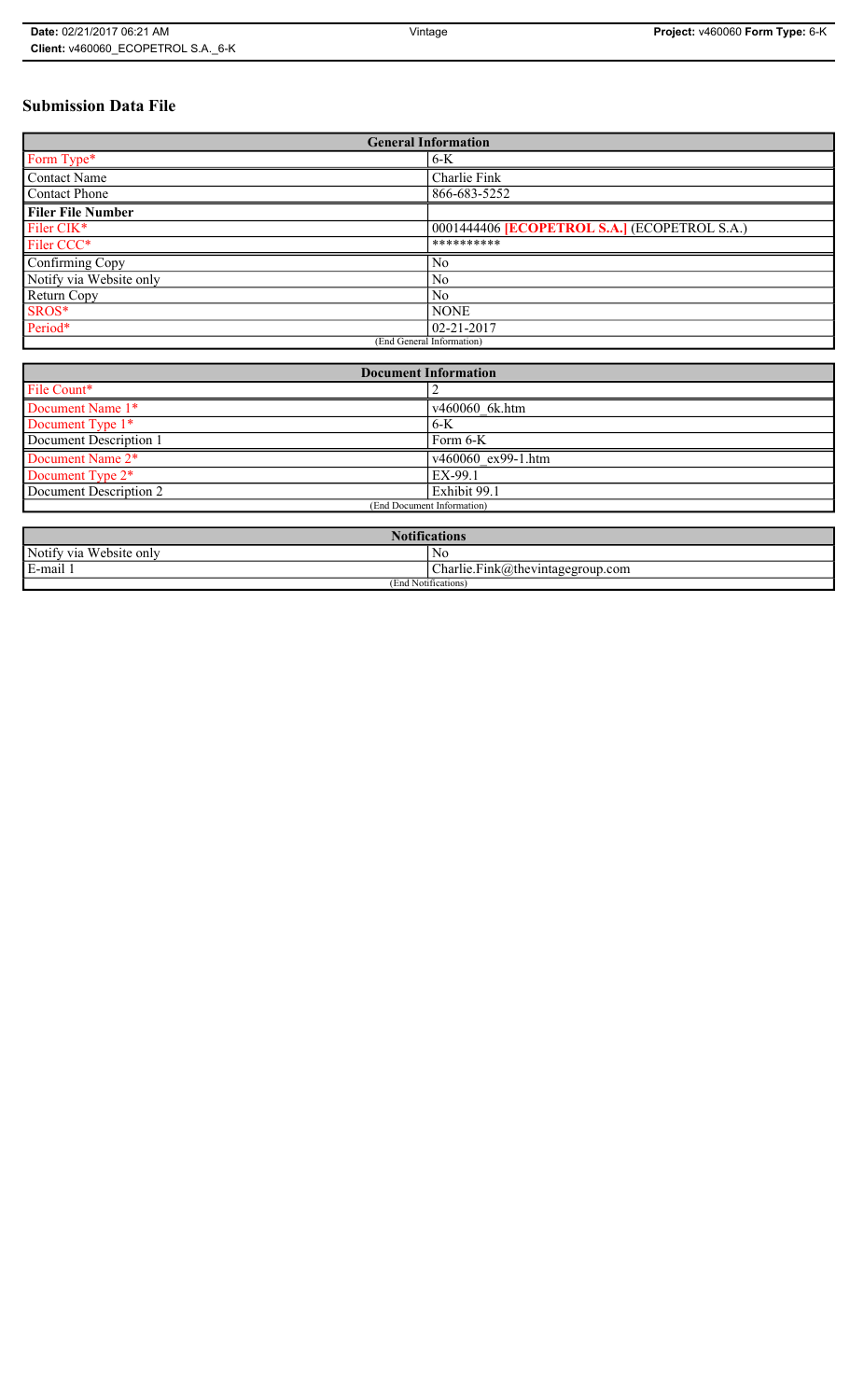# Submission Data File

| General Information | |
|---|---|
| Form Type* | 6-K |
| Contact Name | Charlie Fink |
| Contact Phone | 866-683-5252 |
| **Filer File Number** | |
| Filer CIK* | 0001444406 **[ECOPETROL S.A.]** (ECOPETROL S.A.) |
| Filer CCC* | ********** |
| Confirming Copy | No |
| Notify via Website only | No |
| Return Copy | No |
| SROS* | NONE |
| Period* | 02-21-2017 |
| (End General Information) | |

| Document Information | |
|---|---|
| File Count* | 2 |
| Document Name 1* | v460060_6k.htm |
| Document Type 1* | 6-K |
| Document Description 1 | Form 6-K |
| Document Name 2* | v460060_ex99-1.htm |
| Document Type 2* | EX-99.1 |
| Document Description 2 | Exhibit 99.1 |
| (End Document Information) | |

| Notifications | |
|---|---|
| Notify via Website only | No |
| E-mail 1 | Charlie.Fink@thevintagegroup.com |
| (End Notifications) | |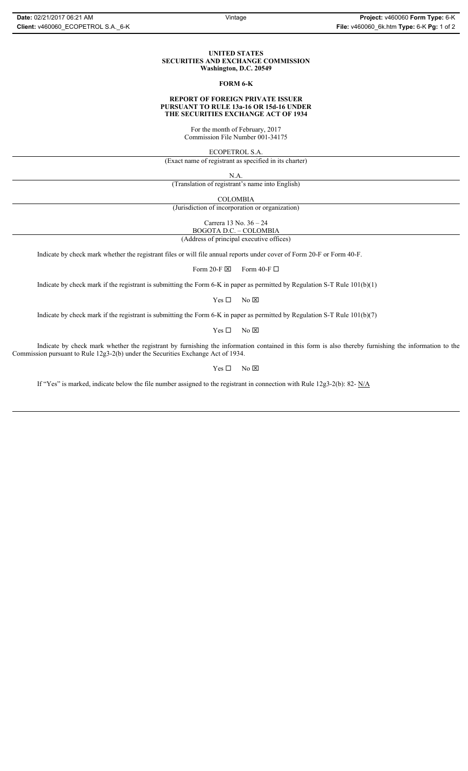**UNITED STATES**
**SECURITIES AND EXCHANGE COMMISSION**
**Washington, D.C. 20549**

**FORM 6-K**

**REPORT OF FOREIGN PRIVATE ISSUER**
**PURSUANT TO RULE 13a-16 OR 15d-16 UNDER**
**THE SECURITIES EXCHANGE ACT OF 1934**

For the month of February, 2017
Commission File Number 001-34175

ECOPETROL S.A.
(Exact name of registrant as specified in its charter)

N.A.
(Translation of registrant's name into English)

COLOMBIA
(Jurisdiction of incorporation or organization)

Carrera 13 No. 36 – 24
BOGOTA D.C. – COLOMBIA
(Address of principal executive offices)

Indicate by check mark whether the registrant files or will file annual reports under cover of Form 20-F or Form 40-F.

Form 20-F ☒ Form 40-F ☐

Indicate by check mark if the registrant is submitting the Form 6-K in paper as permitted by Regulation S-T Rule 101(b)(1)

Yes ☐ No ☒

Indicate by check mark if the registrant is submitting the Form 6-K in paper as permitted by Regulation S-T Rule 101(b)(7)

Yes ☐ No ☒

Indicate by check mark whether the registrant by furnishing the information contained in this form is also thereby furnishing the information to the Commission pursuant to Rule 12g3-2(b) under the Securities Exchange Act of 1934.

Yes ☐ No ☒

If "Yes" is marked, indicate below the file number assigned to the registrant in connection with Rule 12g3-2(b): 82- N/A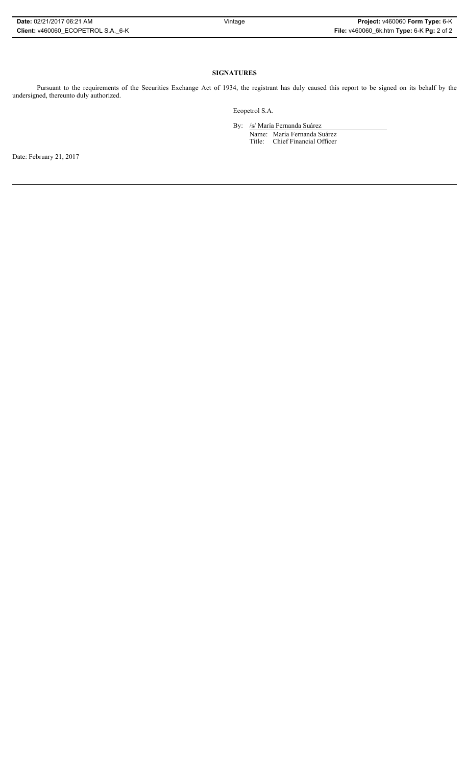## SIGNATURES

Pursuant to the requirements of the Securities Exchange Act of 1934, the registrant has duly caused this report to be signed on its behalf by the undersigned, thereunto duly authorized.

Ecopetrol S.A.

By: /s/ María Fernanda Suárez

Name: María Fernanda Suárez
Title: Chief Financial Officer

Date: February 21, 2017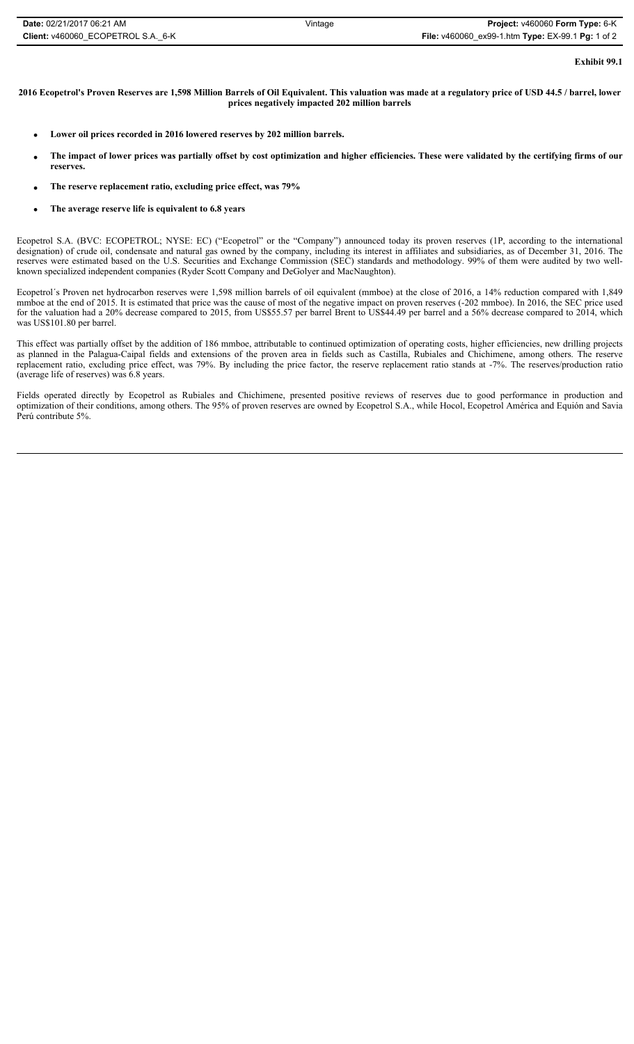**Exhibit 99.1**

**2016 Ecopetrol's Proven Reserves are 1,598 Million Barrels of Oil Equivalent. This valuation was made at a regulatory price of USD 44.5 / barrel, lower prices negatively impacted 202 million barrels**

- **Lower oil prices recorded in 2016 lowered reserves by 202 million barrels.**
- **The impact of lower prices was partially offset by cost optimization and higher efficiencies. These were validated by the certifying firms of our reserves.**
- **The reserve replacement ratio, excluding price effect, was 79%**
- **The average reserve life is equivalent to 6.8 years**

Ecopetrol S.A. (BVC: ECOPETROL; NYSE: EC) ("Ecopetrol" or the "Company") announced today its proven reserves (1P, according to the international designation) of crude oil, condensate and natural gas owned by the company, including its interest in affiliates and subsidiaries, as of December 31, 2016. The reserves were estimated based on the U.S. Securities and Exchange Commission (SEC) standards and methodology. 99% of them were audited by two well-known specialized independent companies (Ryder Scott Company and DeGolyer and MacNaughton).

Ecopetrol´s Proven net hydrocarbon reserves were 1,598 million barrels of oil equivalent (mmboe) at the close of 2016, a 14% reduction compared with 1,849 mmboe at the end of 2015. It is estimated that price was the cause of most of the negative impact on proven reserves (-202 mmboe). In 2016, the SEC price used for the valuation had a 20% decrease compared to 2015, from US$55.57 per barrel Brent to US$44.49 per barrel and a 56% decrease compared to 2014, which was US$101.80 per barrel.

This effect was partially offset by the addition of 186 mmboe, attributable to continued optimization of operating costs, higher efficiencies, new drilling projects as planned in the Palagua-Caipal fields and extensions of the proven area in fields such as Castilla, Rubiales and Chichimene, among others. The reserve replacement ratio, excluding price effect, was 79%. By including the price factor, the reserve replacement ratio stands at -7%. The reserves/production ratio (average life of reserves) was 6.8 years.

Fields operated directly by Ecopetrol as Rubiales and Chichimene, presented positive reviews of reserves due to good performance in production and optimization of their conditions, among others. The 95% of proven reserves are owned by Ecopetrol S.A., while Hocol, Ecopetrol América and Equión and Savia Perú contribute 5%.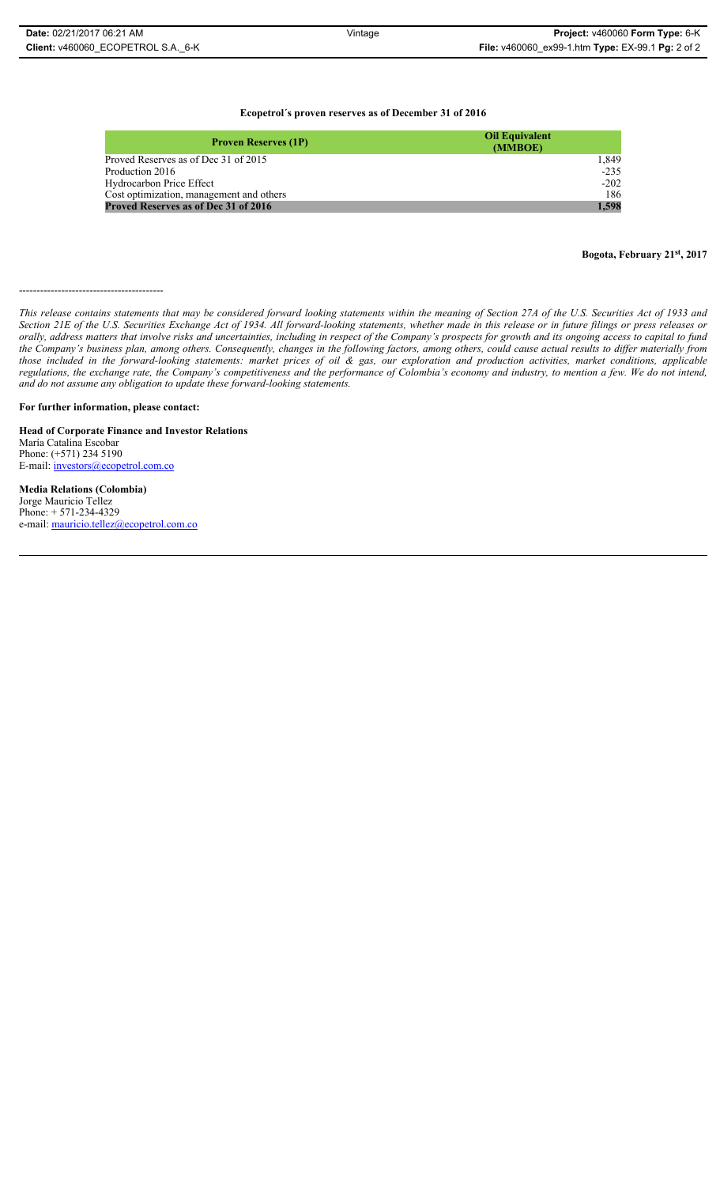**Ecopetrol´s proven reserves as of December 31 of 2016**

| Proven Reserves (1P) | Oil Equivalent (MMBOE) |
| --- | --- |
| Proved Reserves as of Dec 31 of 2015 | 1,849 |
| Production 2016 | -235 |
| Hydrocarbon Price Effect | -202 |
| Cost optimization, management and others | 186 |
| **Proved Reserves as of Dec 31 of 2016** | **1,598** |

**Bogota, February 21st, 2017**

-----------------------------------------

*This release contains statements that may be considered forward looking statements within the meaning of Section 27A of the U.S. Securities Act of 1933 and Section 21E of the U.S. Securities Exchange Act of 1934. All forward-looking statements, whether made in this release or in future filings or press releases or orally, address matters that involve risks and uncertainties, including in respect of the Company's prospects for growth and its ongoing access to capital to fund the Company's business plan, among others. Consequently, changes in the following factors, among others, could cause actual results to differ materially from those included in the forward-looking statements: market prices of oil & gas, our exploration and production activities, market conditions, applicable regulations, the exchange rate, the Company's competitiveness and the performance of Colombia's economy and industry, to mention a few. We do not intend, and do not assume any obligation to update these forward-looking statements.*

**For further information, please contact:**

**Head of Corporate Finance and Investor Relations**
María Catalina Escobar
Phone: (+571) 234 5190
E-mail: investors@ecopetrol.com.co

**Media Relations (Colombia)**
Jorge Mauricio Tellez
Phone: + 571-234-4329
e-mail: mauricio.tellez@ecopetrol.com.co